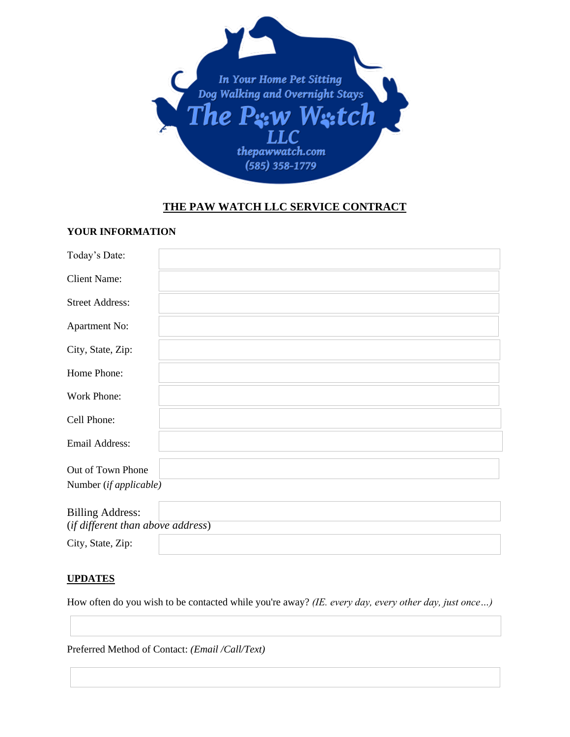In Your Home Pet Sitting
Dog Walking and Overnight Stays
The Paw Watch LLC
thepawwatch.com
(585) 358-1779

# THE PAW WATCH LLC SERVICE CONTRACT

## YOUR INFORMATION

| | |
|---|---|
| Today's Date: | |
| Client Name: | |
| Street Address: | |
| Apartment No: | |
| City, State, Zip: | |
| Home Phone: | |
| Work Phone: | |
| Cell Phone: | |
| Email Address: | |
| Out of Town Phone Number (*if applicable)* | |
| Billing Address: (*if different than above address*) | |
| City, State, Zip: | |

## UPDATES

How often do you wish to be contacted while you're away? *(IE. every day, every other day, just once…)*

Preferred Method of Contact: *(Email /Call/Text)*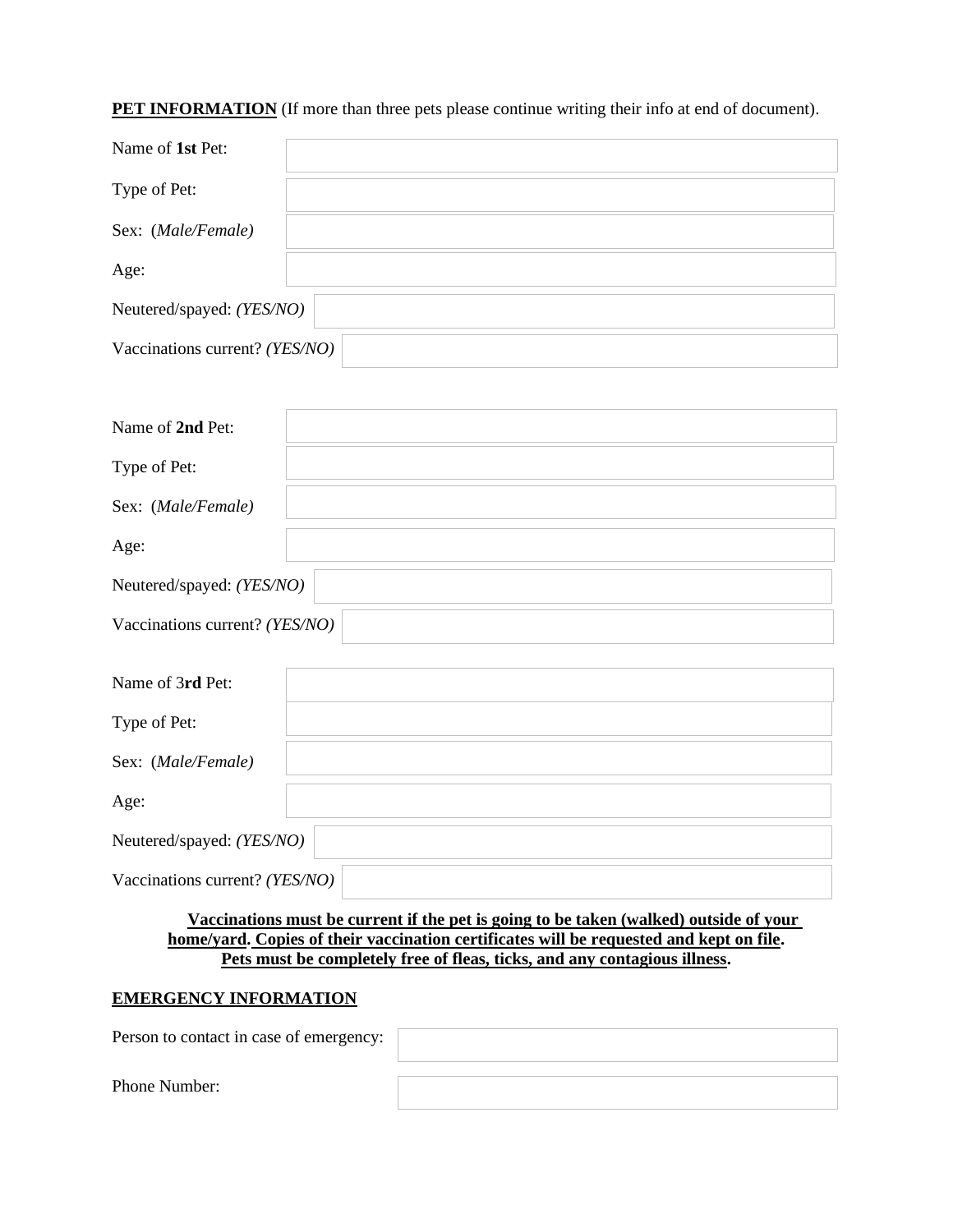**<u>PET INFORMATION</u>** (If more than three pets please continue writing their info at end of document).

| | |
|---|---|
| Name of **1st** Pet: | |
| Type of Pet: | |
| Sex: (*Male/Female*) | |
| Age: | |
| Neutered/spayed: *(YES/NO)* | |
| Vaccinations current? *(YES/NO)* | |

| | |
|---|---|
| Name of **2nd** Pet: | |
| Type of Pet: | |
| Sex: (*Male/Female*) | |
| Age: | |
| Neutered/spayed: *(YES/NO)* | |
| Vaccinations current? *(YES/NO)* | |

| | |
|---|---|
| Name of 3**rd** Pet: | |
| Type of Pet: | |
| Sex: (*Male/Female*) | |
| Age: | |
| Neutered/spayed: *(YES/NO)* | |
| Vaccinations current? *(YES/NO)* | |

**<u>Vaccinations must be current if the pet is going to be taken (walked) outside of your home/yard</u>. <u>Copies of their vaccination certificates will be requested and kept on file</u>. <u>Pets must be completely free of fleas, ticks, and any contagious illness</u>.**

**<u>EMERGENCY INFORMATION</u>**

| | |
|---|---|
| Person to contact in case of emergency: | |
| Phone Number: | |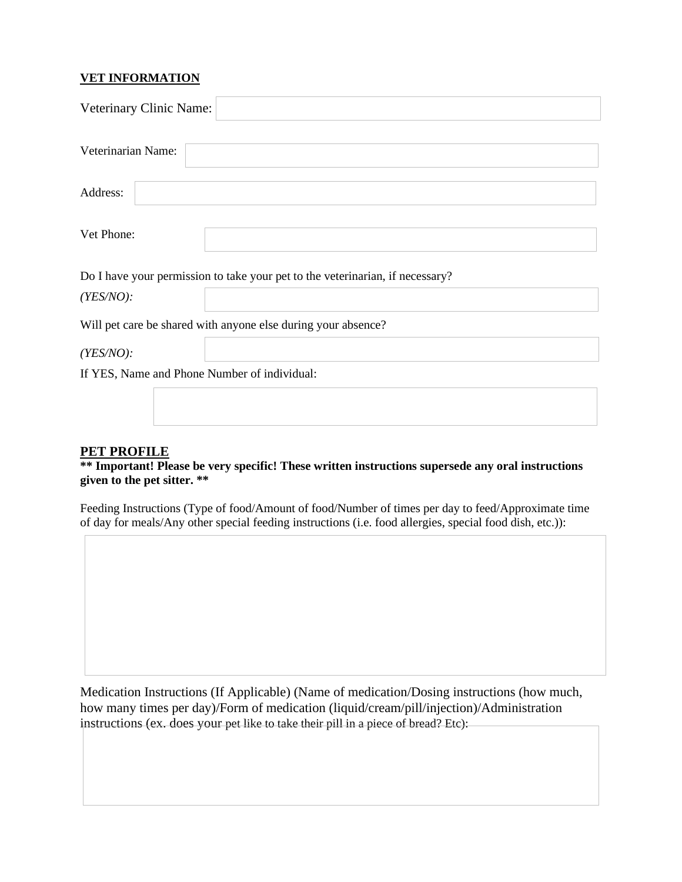**VET INFORMATION**

Veterinary Clinic Name:

Veterinarian Name:

Address:

Vet Phone:

Do I have your permission to take your pet to the veterinarian, if necessary?

*(YES/NO):*

Will pet care be shared with anyone else during your absence?

*(YES/NO):*

If YES, Name and Phone Number of individual:

**PET PROFILE**

**** Important! Please be very specific! These written instructions supersede any oral instructions given to the pet sitter. ****

Feeding Instructions (Type of food/Amount of food/Number of times per day to feed/Approximate time of day for meals/Any other special feeding instructions (i.e. food allergies, special food dish, etc.)):

Medication Instructions (If Applicable) (Name of medication/Dosing instructions (how much, how many times per day)/Form of medication (liquid/cream/pill/injection)/Administration instructions (ex. does your pet like to take their pill in a piece of bread? Etc):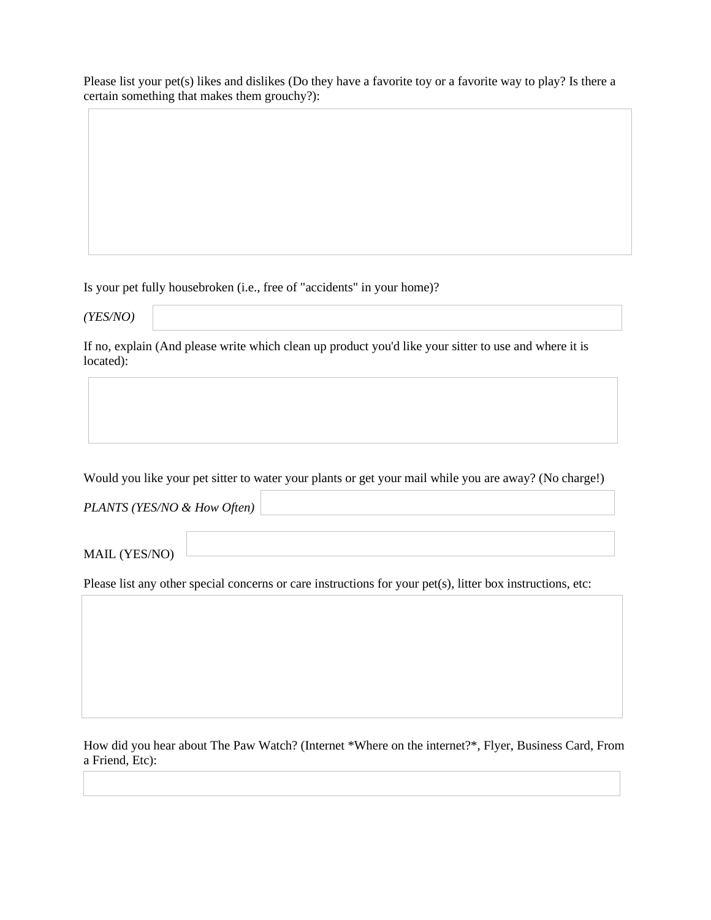Please list your pet(s) likes and dislikes (Do they have a favorite toy or a favorite way to play? Is there a certain something that makes them grouchy?):

Is your pet fully housebroken (i.e., free of "accidents" in your home)?

*(YES/NO)*

If no, explain (And please write which clean up product you'd like your sitter to use and where it is located):

Would you like your pet sitter to water your plants or get your mail while you are away? (No charge!)

*PLANTS (YES/NO & How Often)*

MAIL (YES/NO)

Please list any other special concerns or care instructions for your pet(s), litter box instructions, etc:

How did you hear about The Paw Watch? (Internet *Where on the internet?*, Flyer, Business Card, From a Friend, Etc):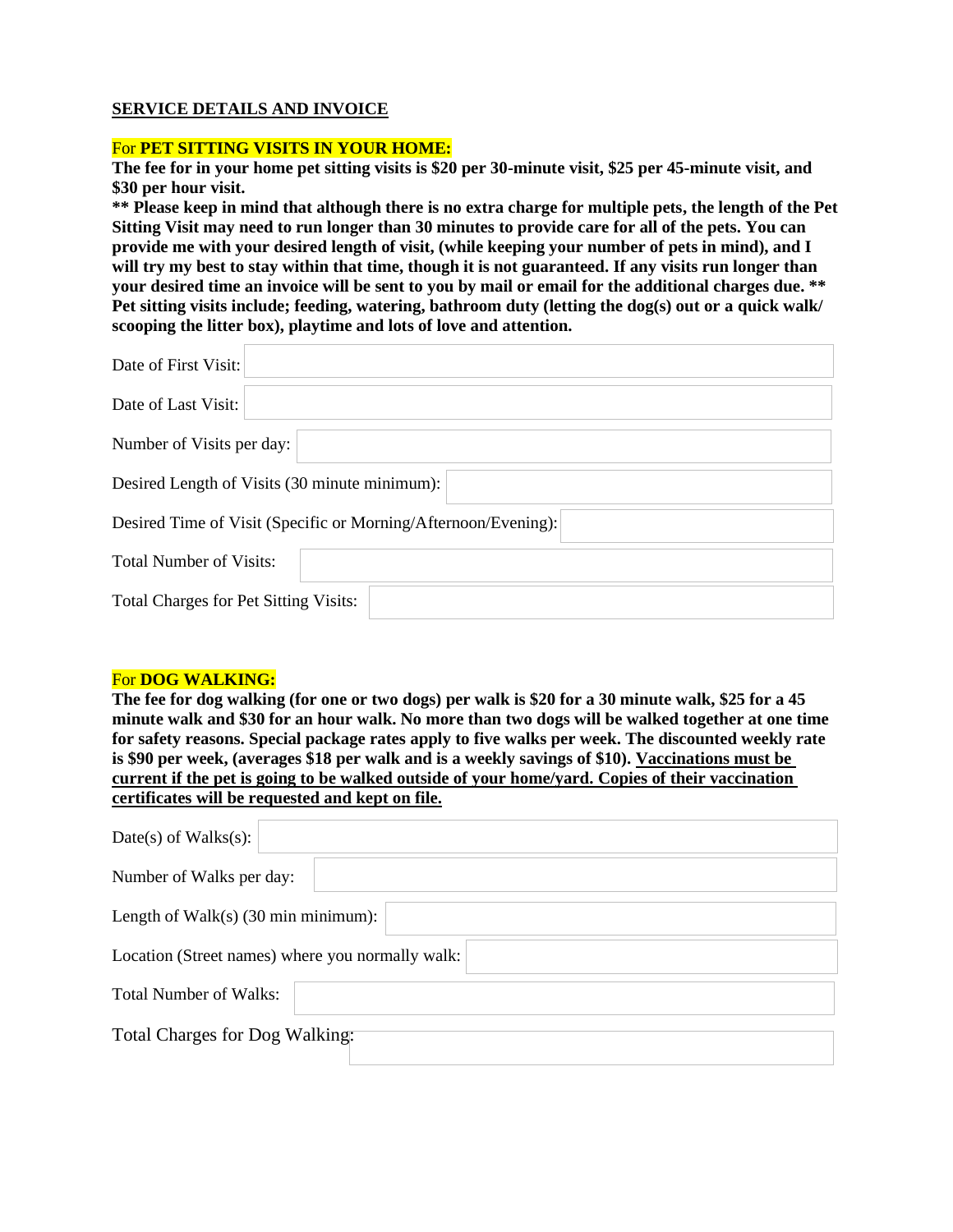**SERVICE DETAILS AND INVOICE**

For **PET SITTING VISITS IN YOUR HOME:**

**The fee for in your home pet sitting visits is $20 per 30-minute visit, $25 per 45-minute visit, and $30 per hour visit.**

**** Please keep in mind that although there is no extra charge for multiple pets, the length of the Pet Sitting Visit may need to run longer than 30 minutes to provide care for all of the pets. You can provide me with your desired length of visit, (while keeping your number of pets in mind), and I will try my best to stay within that time, though it is not guaranteed. If any visits run longer than your desired time an invoice will be sent to you by mail or email for the additional charges due. ****

**Pet sitting visits include; feeding, watering, bathroom duty (letting the dog(s) out or a quick walk/ scooping the litter box), playtime and lots of love and attention.**

Date of First Visit: ____________________

Date of Last Visit: ____________________

Number of Visits per day: ____________________

Desired Length of Visits (30 minute minimum): ____________________

Desired Time of Visit (Specific or Morning/Afternoon/Evening): ____________________

Total Number of Visits: ____________________

Total Charges for Pet Sitting Visits: ____________________

For **DOG WALKING:**

**The fee for dog walking (for one or two dogs) per walk is $20 for a 30 minute walk, $25 for a 45 minute walk and $30 for an hour walk. No more than two dogs will be walked together at one time for safety reasons. Special package rates apply to five walks per week. The discounted weekly rate is $90 per week, (averages $18 per walk and is a weekly savings of $10). <u>Vaccinations must be current if the pet is going to be walked outside of your home/yard. Copies of their vaccination certificates will be requested and kept on file.</u>**

Date(s) of Walks(s): ____________________

Number of Walks per day: ____________________

Length of Walk(s) (30 min minimum): ____________________

Location (Street names) where you normally walk: ____________________

Total Number of Walks: ____________________

Total Charges for Dog Walking: ____________________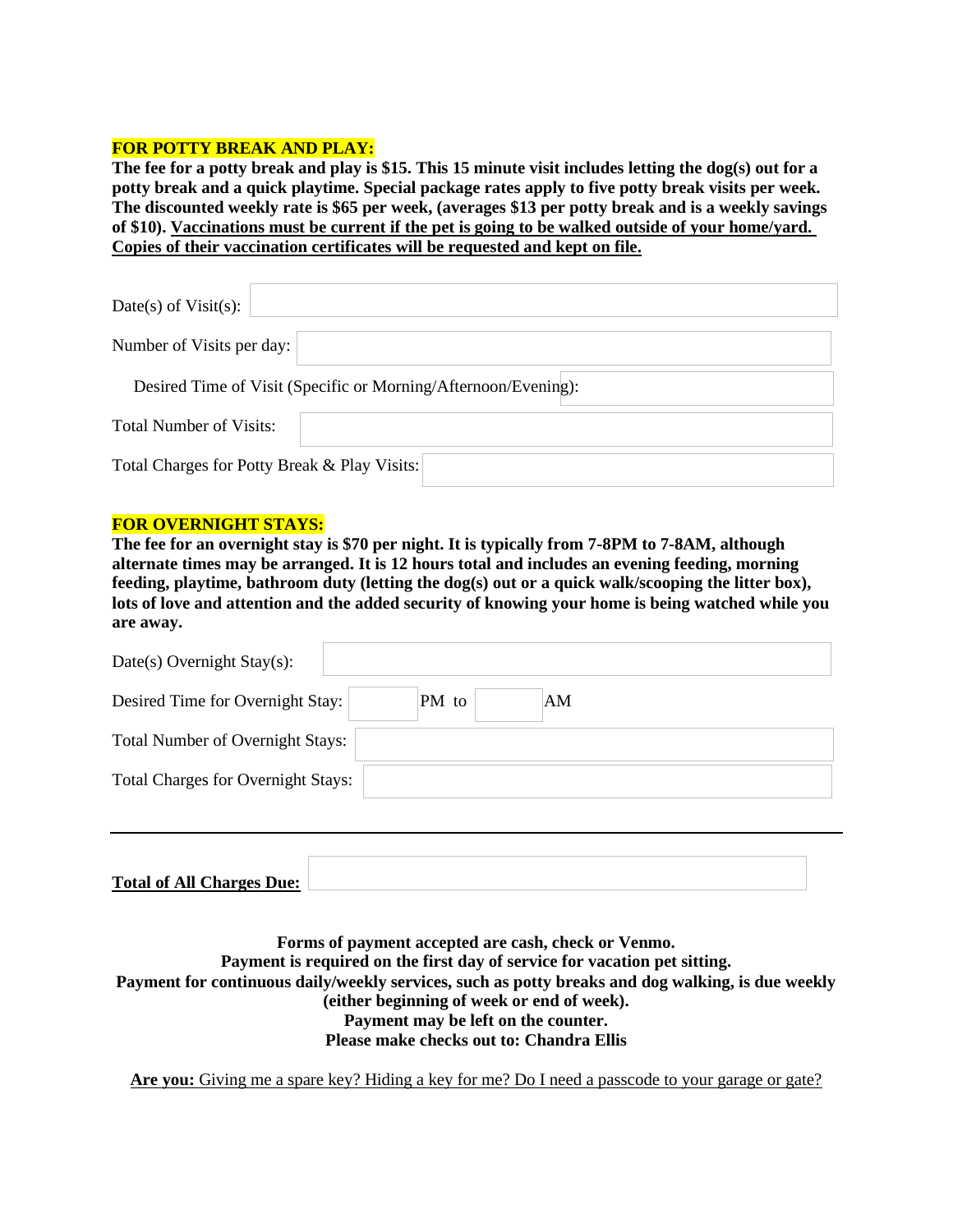**FOR POTTY BREAK AND PLAY:**

**The fee for a potty break and play is $15. This 15 minute visit includes letting the dog(s) out for a potty break and a quick playtime. Special package rates apply to five potty break visits per week. The discounted weekly rate is $65 per week, (averages $13 per potty break and is a weekly savings of $10). <u>Vaccinations must be current if the pet is going to be walked outside of your home/yard. Copies of their vaccination certificates will be requested and kept on file.</u>**

Date(s) of Visit(s): ____________________

Number of Visits per day: ____________________

Desired Time of Visit (Specific or Morning/Afternoon/Evening): ____________________

Total Number of Visits: ____________________

Total Charges for Potty Break & Play Visits: ____________________

**FOR OVERNIGHT STAYS:**

**The fee for an overnight stay is $70 per night. It is typically from 7-8PM to 7-8AM, although alternate times may be arranged. It is 12 hours total and includes an evening feeding, morning feeding, playtime, bathroom duty (letting the dog(s) out or a quick walk/scooping the litter box), lots of love and attention and the added security of knowing your home is being watched while you are away.**

Date(s) Overnight Stay(s): ____________________

Desired Time for Overnight Stay: ______ PM to ______ AM

Total Number of Overnight Stays: ____________________

Total Charges for Overnight Stays: ____________________

---

**<u>Total of All Charges Due:</u>** ____________________

**Forms of payment accepted are cash, check or Venmo.**
**Payment is required on the first day of service for vacation pet sitting.**
**Payment for continuous daily/weekly services, such as potty breaks and dog walking, is due weekly (either beginning of week or end of week).**
**Payment may be left on the counter.**
**Please make checks out to: Chandra Ellis**

<u>**Are you:** Giving me a spare key? Hiding a key for me? Do I need a passcode to your garage or gate?</u>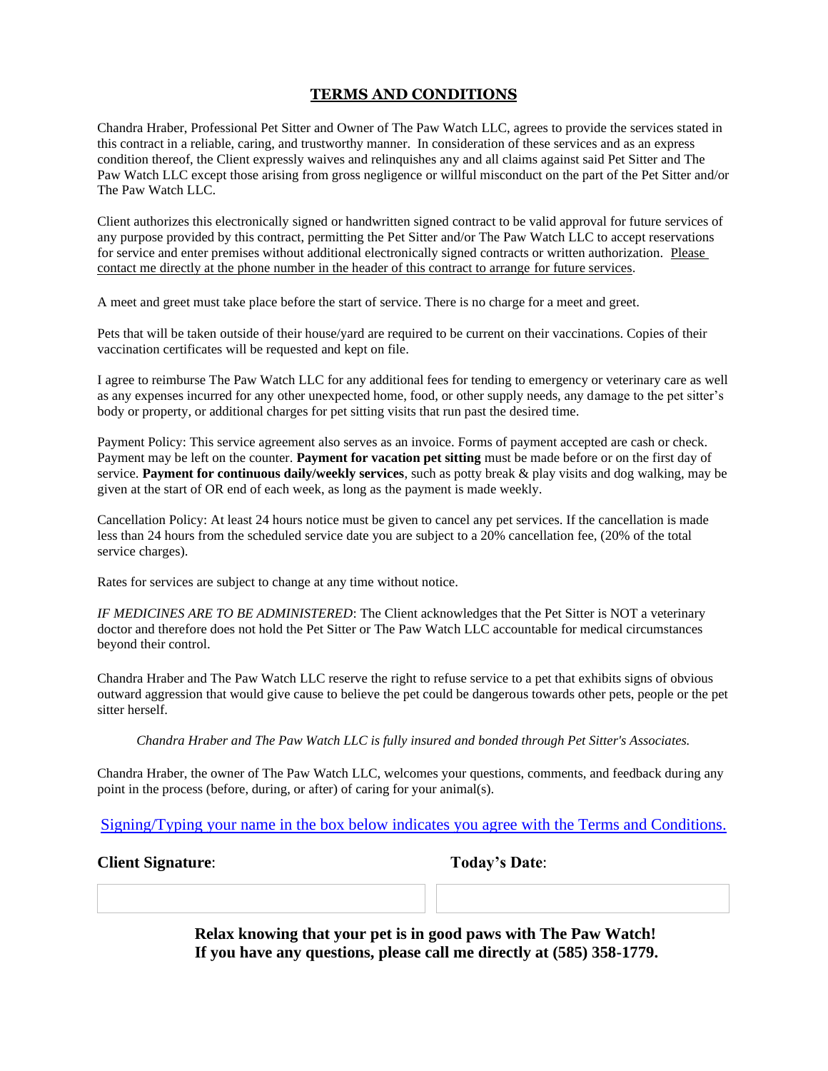# TERMS AND CONDITIONS

Chandra Hraber, Professional Pet Sitter and Owner of The Paw Watch LLC, agrees to provide the services stated in this contract in a reliable, caring, and trustworthy manner. In consideration of these services and as an express condition thereof, the Client expressly waives and relinquishes any and all claims against said Pet Sitter and The Paw Watch LLC except those arising from gross negligence or willful misconduct on the part of the Pet Sitter and/or The Paw Watch LLC.

Client authorizes this electronically signed or handwritten signed contract to be valid approval for future services of any purpose provided by this contract, permitting the Pet Sitter and/or The Paw Watch LLC to accept reservations for service and enter premises without additional electronically signed contracts or written authorization. Please contact me directly at the phone number in the header of this contract to arrange for future services.

A meet and greet must take place before the start of service. There is no charge for a meet and greet.

Pets that will be taken outside of their house/yard are required to be current on their vaccinations. Copies of their vaccination certificates will be requested and kept on file.

I agree to reimburse The Paw Watch LLC for any additional fees for tending to emergency or veterinary care as well as any expenses incurred for any other unexpected home, food, or other supply needs, any damage to the pet sitter's body or property, or additional charges for pet sitting visits that run past the desired time.

Payment Policy: This service agreement also serves as an invoice. Forms of payment accepted are cash or check. Payment may be left on the counter. **Payment for vacation pet sitting** must be made before or on the first day of service. **Payment for continuous daily/weekly services**, such as potty break & play visits and dog walking, may be given at the start of OR end of each week, as long as the payment is made weekly.

Cancellation Policy: At least 24 hours notice must be given to cancel any pet services. If the cancellation is made less than 24 hours from the scheduled service date you are subject to a 20% cancellation fee, (20% of the total service charges).

Rates for services are subject to change at any time without notice.

*IF MEDICINES ARE TO BE ADMINISTERED*: The Client acknowledges that the Pet Sitter is NOT a veterinary doctor and therefore does not hold the Pet Sitter or The Paw Watch LLC accountable for medical circumstances beyond their control.

Chandra Hraber and The Paw Watch LLC reserve the right to refuse service to a pet that exhibits signs of obvious outward aggression that would give cause to believe the pet could be dangerous towards other pets, people or the pet sitter herself.

*Chandra Hraber and The Paw Watch LLC is fully insured and bonded through Pet Sitter's Associates.*

Chandra Hraber, the owner of The Paw Watch LLC, welcomes your questions, comments, and feedback during any point in the process (before, during, or after) of caring for your animal(s).

Signing/Typing your name in the box below indicates you agree with the Terms and Conditions.

**Client Signature**: **Today's Date**:

**Relax knowing that your pet is in good paws with The Paw Watch!**
**If you have any questions, please call me directly at (585) 358-1779.**